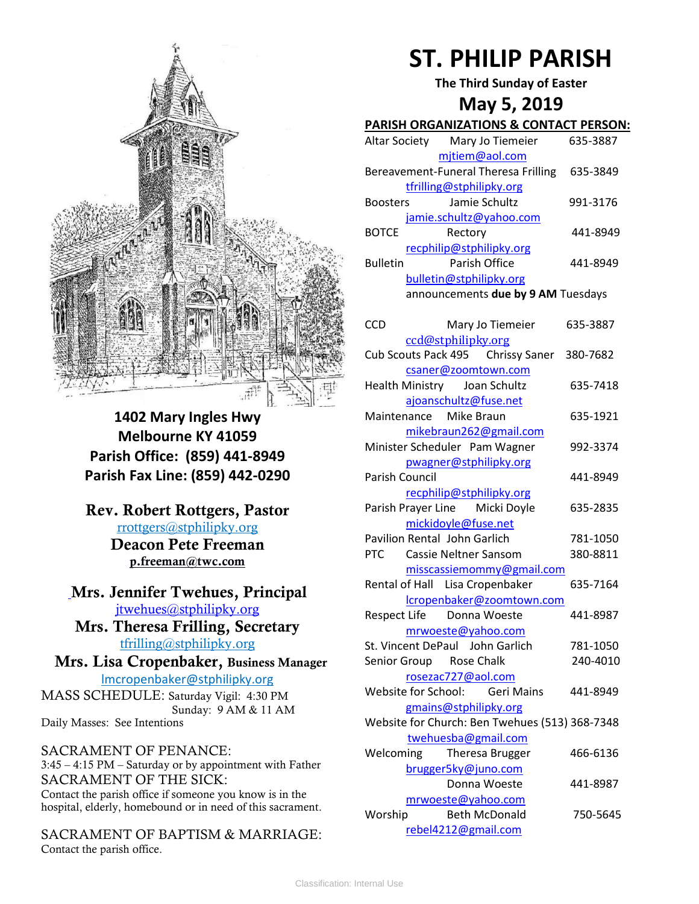# ST. PHILIP PARISH

**The Third Sunday of Easter**

## May 5, 2019

**1402 Mary Ingles Hwy**
**Melbourne KY 41059**
**Parish Office: (859) 441-8949**
**Parish Fax Line: (859) 442-0290**

**Rev. Robert Rottgers, Pastor**
rrottgers@stphilipky.org
**Deacon Pete Freeman**
**p.freeman@twc.com**

**Mrs. Jennifer Twehues, Principal**
jtwehues@stphilipky.org
**Mrs. Theresa Frilling, Secretary**
tfrilling@stphilipky.org
**Mrs. Lisa Cropenbaker, Business Manager**
lmcropenbaker@stphilipky.org

MASS SCHEDULE: Saturday Vigil: 4:30 PM
Sunday: 9 AM & 11 AM
Daily Masses: See Intentions

SACRAMENT OF PENANCE:
3:45 – 4:15 PM – Saturday or by appointment with Father

SACRAMENT OF THE SICK:
Contact the parish office if someone you know is in the hospital, elderly, homebound or in need of this sacrament.

SACRAMENT OF BAPTISM & MARRIAGE:
Contact the parish office.

**PARISH ORGANIZATIONS & CONTACT PERSON:**

| Organization | Contact | Phone |
|---|---|---|
| Altar Society | Mary Jo Tiemeier mjtiem@aol.com | 635-3887 |
| Bereavement-Funeral | Theresa Frilling tfrilling@stphilipky.org | 635-3849 |
| Boosters | Jamie Schultz jamie.schultz@yahoo.com | 991-3176 |
| BOTCE | Rectory recphilip@stphilipky.org | 441-8949 |
| Bulletin | Parish Office bulletin@stphilipky.org announcements **due by 9 AM** Tuesdays | 441-8949 |
| CCD | Mary Jo Tiemeier ccd@stphilipky.org | 635-3887 |
| Cub Scouts Pack 495 | Chrissy Saner csaner@zoomtown.com | 380-7682 |
| Health Ministry | Joan Schultz ajoanschultz@fuse.net | 635-7418 |
| Maintenance | Mike Braun mikebraun262@gmail.com | 635-1921 |
| Minister Scheduler | Pam Wagner pwagner@stphilipky.org | 992-3374 |
| Parish Council | recphilip@stphilipky.org | 441-8949 |
| Parish Prayer Line | Micki Doyle mickidoyle@fuse.net | 635-2835 |
| Pavilion Rental | John Garlich | 781-1050 |
| PTC | Cassie Neltner Sansom misscassiemommy@gmail.com | 380-8811 |
| Rental of Hall | Lisa Cropenbaker lcropenbaker@zoomtown.com | 635-7164 |
| Respect Life | Donna Woeste mrwoeste@yahoo.com | 441-8987 |
| St. Vincent DePaul | John Garlich | 781-1050 |
| Senior Group | Rose Chalk rosezac727@aol.com | 240-4010 |
| Website for School: | Geri Mains gmains@stphilipky.org | 441-8949 |
| Website for Church: | Ben Twehues twehuesba@gmail.com | (513) 368-7348 |
| Welcoming | Theresa Brugger brugger5ky@juno.com | 466-6136 |
| | Donna Woeste mrwoeste@yahoo.com | 441-8987 |
| Worship | Beth McDonald rebel4212@gmail.com | 750-5645 |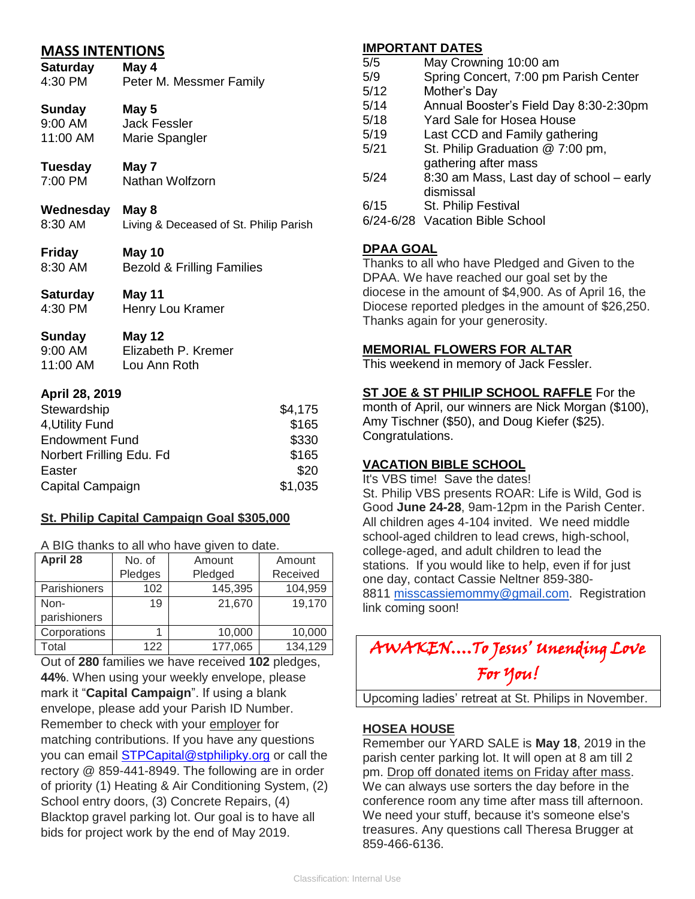## MASS INTENTIONS

**Saturday** **May 4**
4:30 PM Peter M. Messmer Family

**Sunday** **May 5**
9:00 AM Jack Fessler
11:00 AM Marie Spangler

**Tuesday** **May 7**
7:00 PM Nathan Wolfzorn

**Wednesday** **May 8**
8:30 AM Living & Deceased of St. Philip Parish

**Friday** **May 10**
8:30 AM Bezold & Frilling Families

**Saturday** **May 11**
4:30 PM Henry Lou Kramer

**Sunday** **May 12**
9:00 AM Elizabeth P. Kremer
11:00 AM Lou Ann Roth

**April 28, 2019**

| | |
|---|---|
| Stewardship | $4,175 |
| 4,Utility Fund | $165 |
| Endowment Fund | $330 |
| Norbert Frilling Edu. Fd | $165 |
| Easter | $20 |
| Capital Campaign | $1,035 |

**St. Philip Capital Campaign Goal $305,000**

A BIG thanks to all who have given to date.

| April 28 | No. of Pledges | Amount Pledged | Amount Received |
|---|---|---|---|
| Parishioners | 102 | 145,395 | 104,959 |
| Non-parishioners | 19 | 21,670 | 19,170 |
| Corporations | 1 | 10,000 | 10,000 |
| Total | 122 | 177,065 | 134,129 |

Out of **280** families we have received **102** pledges, **44%**. When using your weekly envelope, please mark it "**Capital Campaign**". If using a blank envelope, please add your Parish ID Number. Remember to check with your employer for matching contributions. If you have any questions you can email STPCapital@stphilipky.org or call the rectory @ 859-441-8949. The following are in order of priority (1) Heating & Air Conditioning System, (2) School entry doors, (3) Concrete Repairs, (4) Blacktop gravel parking lot. Our goal is to have all bids for project work by the end of May 2019.

## IMPORTANT DATES

| | |
|---|---|
| 5/5 | May Crowning 10:00 am |
| 5/9 | Spring Concert, 7:00 pm Parish Center |
| 5/12 | Mother's Day |
| 5/14 | Annual Booster's Field Day 8:30-2:30pm |
| 5/18 | Yard Sale for Hosea House |
| 5/19 | Last CCD and Family gathering |
| 5/21 | St. Philip Graduation @ 7:00 pm, gathering after mass |
| 5/24 | 8:30 am Mass, Last day of school – early dismissal |
| 6/15 | St. Philip Festival |
| 6/24-6/28 | Vacation Bible School |

## DPAA GOAL

Thanks to all who have Pledged and Given to the DPAA. We have reached our goal set by the diocese in the amount of $4,900. As of April 16, the Diocese reported pledges in the amount of $26,250. Thanks again for your generosity.

## MEMORIAL FLOWERS FOR ALTAR

This weekend in memory of Jack Fessler.

**ST JOE & ST PHILIP SCHOOL RAFFLE** For the month of April, our winners are Nick Morgan ($100), Amy Tischner ($50), and Doug Kiefer ($25). Congratulations.

## VACATION BIBLE SCHOOL

It's VBS time! Save the dates!
St. Philip VBS presents ROAR: Life is Wild, God is Good **June 24-28**, 9am-12pm in the Parish Center. All children ages 4-104 invited. We need middle school-aged children to lead crews, high-school, college-aged, and adult children to lead the stations. If you would like to help, even if for just one day, contact Cassie Neltner 859-380-8811 misscassiemommy@gmail.com. Registration link coming soon!

*AWAKEN….To Jesus' Unending Love For You!*

Upcoming ladies' retreat at St. Philips in November.

## HOSEA HOUSE

Remember our YARD SALE is **May 18**, 2019 in the parish center parking lot. It will open at 8 am till 2 pm. Drop off donated items on Friday after mass. We can always use sorters the day before in the conference room any time after mass till afternoon. We need your stuff, because it's someone else's treasures. Any questions call Theresa Brugger at 859-466-6136.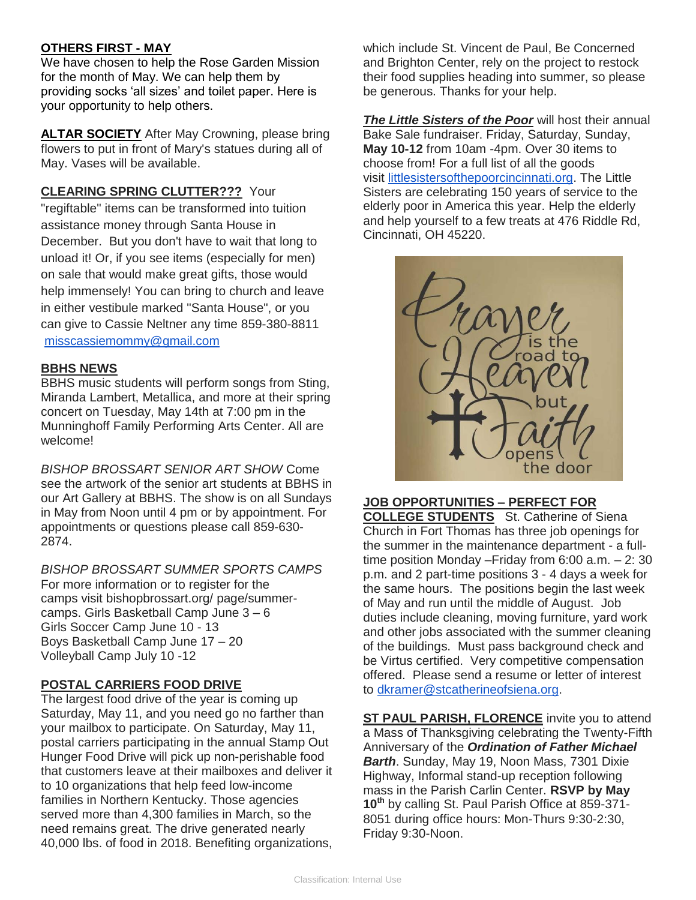**OTHERS FIRST - MAY**
We have chosen to help the Rose Garden Mission for the month of May. We can help them by providing socks 'all sizes' and toilet paper. Here is your opportunity to help others.

**ALTAR SOCIETY** After May Crowning, please bring flowers to put in front of Mary's statues during all of May. Vases will be available.

**CLEARING SPRING CLUTTER???** Your "regiftable" items can be transformed into tuition assistance money through Santa House in December. But you don't have to wait that long to unload it! Or, if you see items (especially for men) on sale that would make great gifts, those would help immensely! You can bring to church and leave in either vestibule marked "Santa House", or you can give to Cassie Neltner any time 859-380-8811 misscassiemommy@gmail.com

**BBHS NEWS**
BBHS music students will perform songs from Sting, Miranda Lambert, Metallica, and more at their spring concert on Tuesday, May 14th at 7:00 pm in the Munninghoff Family Performing Arts Center. All are welcome!

*BISHOP BROSSART SENIOR ART SHOW* Come see the artwork of the senior art students at BBHS in our Art Gallery at BBHS. The show is on all Sundays in May from Noon until 4 pm or by appointment. For appointments or questions please call 859-630-2874.

*BISHOP BROSSART SUMMER SPORTS CAMPS*
For more information or to register for the camps visit bishopbrossart.org/ page/summer-camps. Girls Basketball Camp June 3 – 6
Girls Soccer Camp June 10 - 13
Boys Basketball Camp June 17 – 20
Volleyball Camp July 10 -12

**POSTAL CARRIERS FOOD DRIVE**
The largest food drive of the year is coming up Saturday, May 11, and you need go no farther than your mailbox to participate. On Saturday, May 11, postal carriers participating in the annual Stamp Out Hunger Food Drive will pick up non-perishable food that customers leave at their mailboxes and deliver it to 10 organizations that help feed low-income families in Northern Kentucky. Those agencies served more than 4,300 families in March, so the need remains great. The drive generated nearly 40,000 lbs. of food in 2018. Benefiting organizations, which include St. Vincent de Paul, Be Concerned and Brighton Center, rely on the project to restock their food supplies heading into summer, so please be generous. Thanks for your help.

***The Little Sisters of the Poor*** will host their annual Bake Sale fundraiser. Friday, Saturday, Sunday, **May 10-12** from 10am -4pm. Over 30 items to choose from! For a full list of all the goods visit littlesistersofthepoorcincinnati.org. The Little Sisters are celebrating 150 years of service to the elderly poor in America this year. Help the elderly and help yourself to a few treats at 476 Riddle Rd, Cincinnati, OH 45220.

Prayer is the road to Heaven but Faith opens the door

**JOB OPPORTUNITIES – PERFECT FOR COLLEGE STUDENTS** St. Catherine of Siena Church in Fort Thomas has three job openings for the summer in the maintenance department - a full-time position Monday –Friday from 6:00 a.m. – 2: 30 p.m. and 2 part-time positions 3 - 4 days a week for the same hours. The positions begin the last week of May and run until the middle of August. Job duties include cleaning, moving furniture, yard work and other jobs associated with the summer cleaning of the buildings. Must pass background check and be Virtus certified. Very competitive compensation offered. Please send a resume or letter of interest to dkramer@stcatherineofsiena.org.

**ST PAUL PARISH, FLORENCE** invite you to attend a Mass of Thanksgiving celebrating the Twenty-Fifth Anniversary of the ***Ordination of Father Michael Barth***. Sunday, May 19, Noon Mass, 7301 Dixie Highway, Informal stand-up reception following mass in the Parish Carlin Center. **RSVP by May 10th** by calling St. Paul Parish Office at 859-371-8051 during office hours: Mon-Thurs 9:30-2:30, Friday 9:30-Noon.